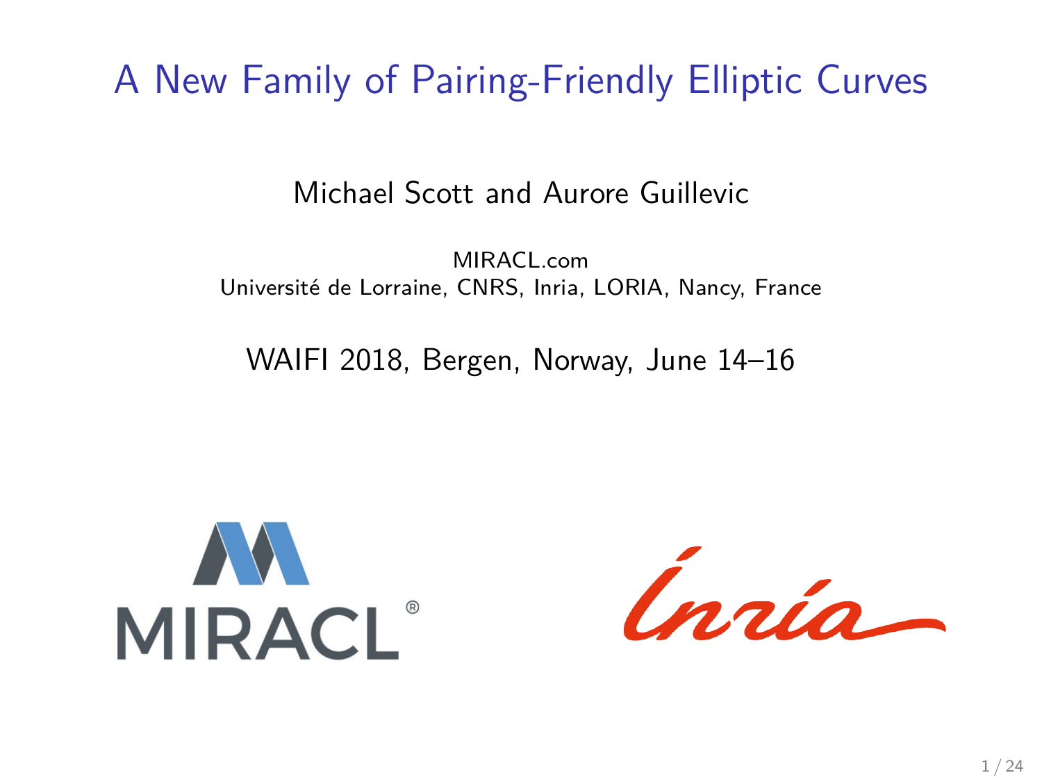# A New Family of Pairing-Friendly Elliptic Curves

Michael Scott and Aurore Guillevic

MIRACL.com
Université de Lorraine, CNRS, Inria, LORIA, Nancy, France

WAIFI 2018, Bergen, Norway, June 14–16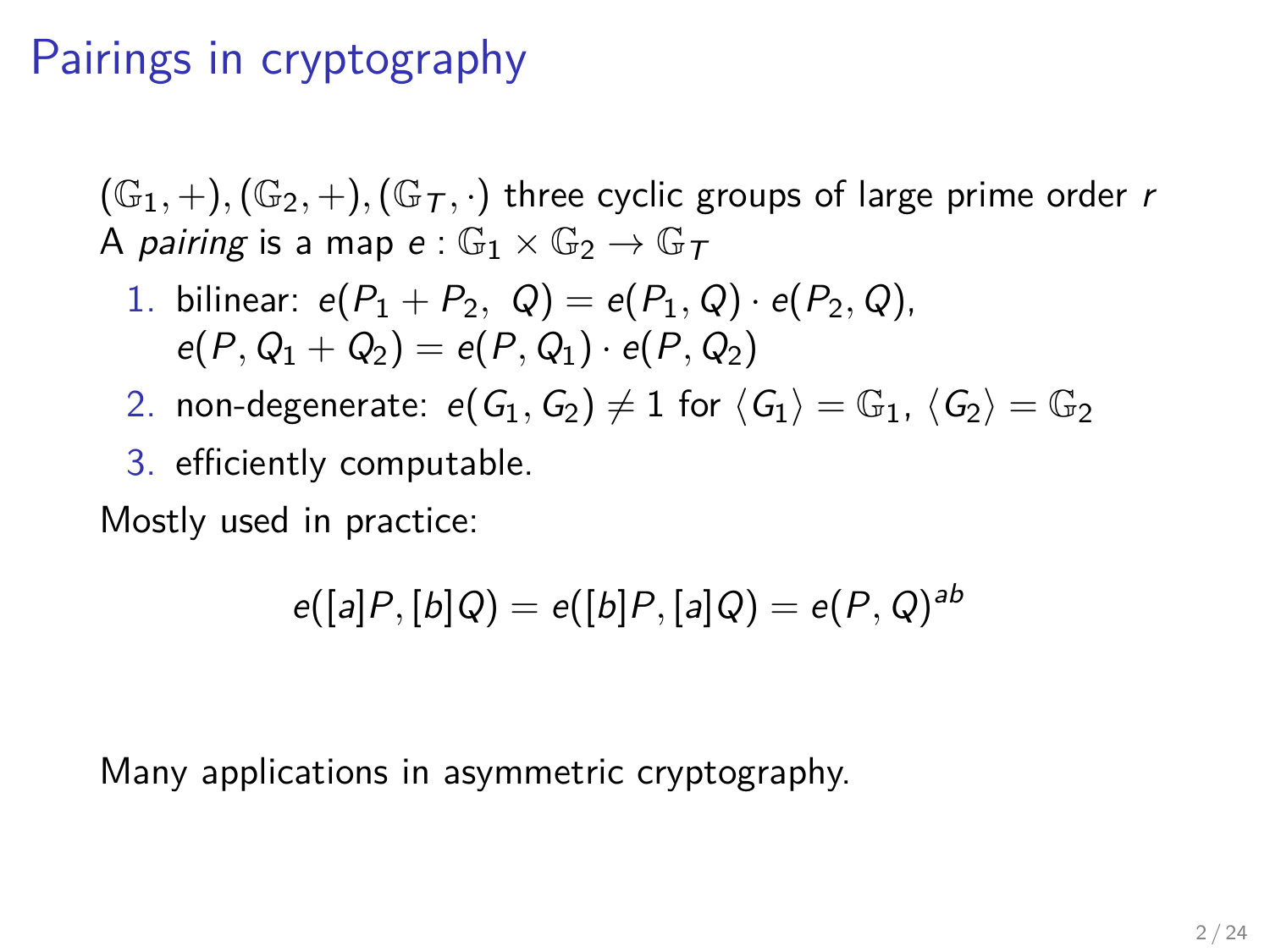# Pairings in cryptography

$(\mathbb{G}_1, +), (\mathbb{G}_2, +), (\mathbb{G}_T, \cdot)$ three cyclic groups of large prime order $r$
A *pairing* is a map $e : \mathbb{G}_1 \times \mathbb{G}_2 \to \mathbb{G}_T$

1. bilinear: $e(P_1 + P_2,\ Q) = e(P_1, Q) \cdot e(P_2, Q)$,
   $e(P, Q_1 + Q_2) = e(P, Q_1) \cdot e(P, Q_2)$
2. non-degenerate: $e(G_1, G_2) \neq 1$ for $\langle G_1 \rangle = \mathbb{G}_1$, $\langle G_2 \rangle = \mathbb{G}_2$
3. efficiently computable.

Mostly used in practice:

$$e([a]P, [b]Q) = e([b]P, [a]Q) = e(P, Q)^{ab}$$

Many applications in asymmetric cryptography.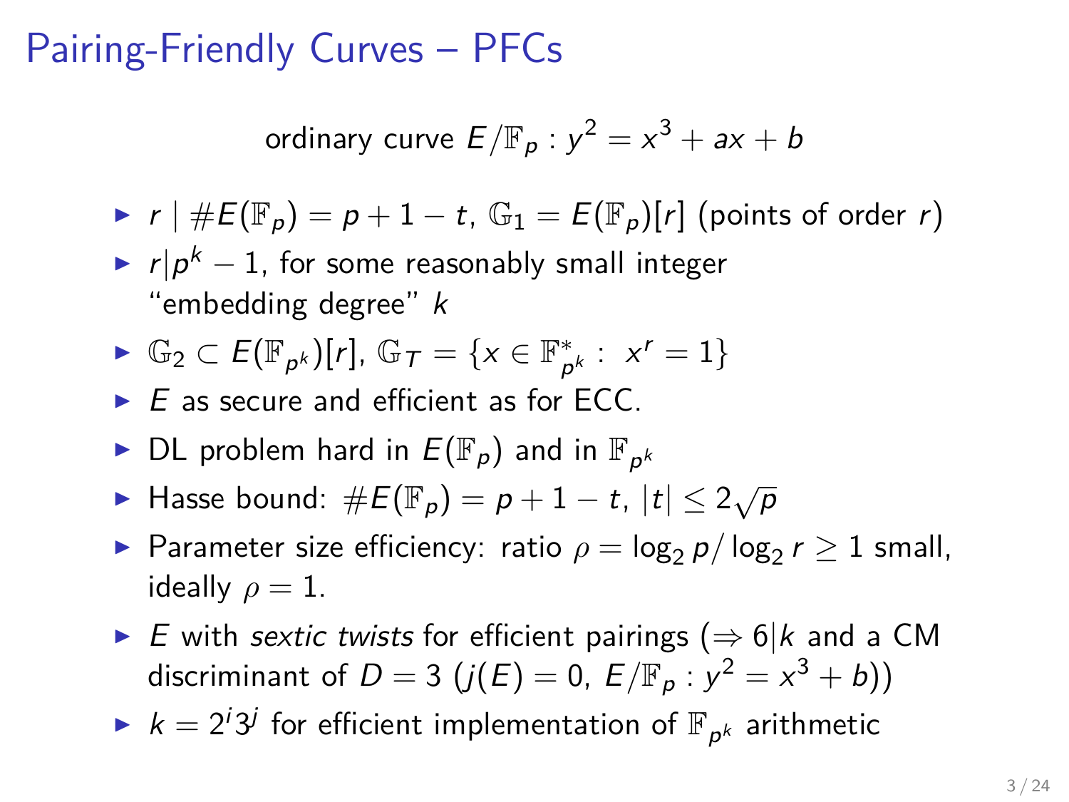# Pairing-Friendly Curves – PFCs

ordinary curve $E/\mathbb{F}_p : y^2 = x^3 + ax + b$

- $r \mid \#E(\mathbb{F}_p) = p + 1 - t$, $\mathbb{G}_1 = E(\mathbb{F}_p)[r]$ (points of order $r$)
- $r | p^k - 1$, for some reasonably small integer "embedding degree" $k$
- $\mathbb{G}_2 \subset E(\mathbb{F}_{p^k})[r]$, $\mathbb{G}_T = \{x \in \mathbb{F}_{p^k}^* : \; x^r = 1\}$
- $E$ as secure and efficient as for ECC.
- DL problem hard in $E(\mathbb{F}_p)$ and in $\mathbb{F}_{p^k}$
- Hasse bound: $\#E(\mathbb{F}_p) = p + 1 - t$, $|t| \leq 2\sqrt{p}$
- Parameter size efficiency: ratio $\rho = \log_2 p / \log_2 r \geq 1$ small, ideally $\rho = 1$.
- $E$ with *sextic twists* for efficient pairings ($\Rightarrow 6|k$ and a CM discriminant of $D = 3$ ($j(E) = 0$, $E/\mathbb{F}_p : y^2 = x^3 + b$))
- $k = 2^i 3^j$ for efficient implementation of $\mathbb{F}_{p^k}$ arithmetic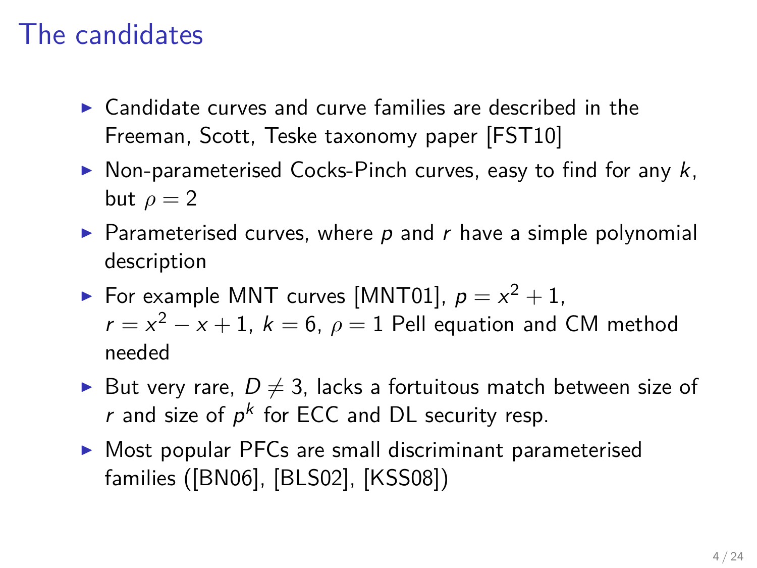# The candidates

- Candidate curves and curve families are described in the Freeman, Scott, Teske taxonomy paper [FST10]
- Non-parameterised Cocks-Pinch curves, easy to find for any $k$, but $\rho = 2$
- Parameterised curves, where $p$ and $r$ have a simple polynomial description
- For example MNT curves [MNT01], $p = x^2 + 1$, $r = x^2 - x + 1$, $k = 6$, $\rho = 1$ Pell equation and CM method needed
- But very rare, $D \neq 3$, lacks a fortuitous match between size of $r$ and size of $p^k$ for ECC and DL security resp.
- Most popular PFCs are small discriminant parameterised families ([BN06], [BLS02], [KSS08])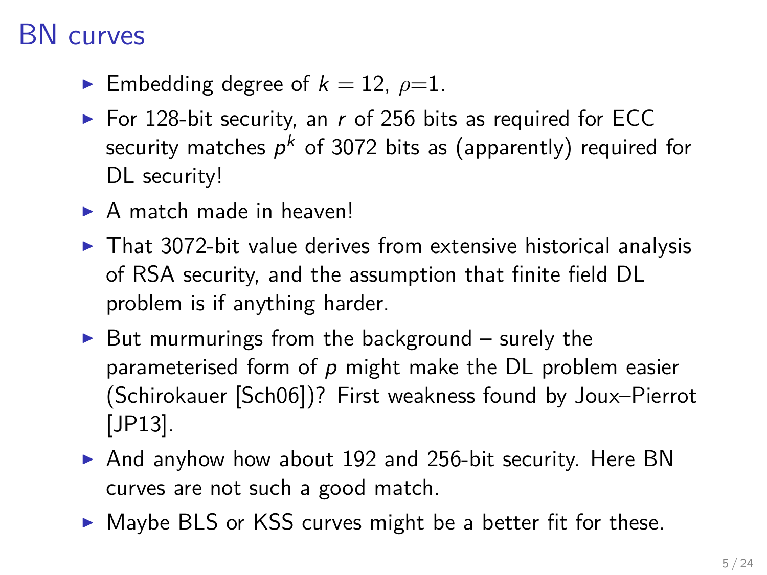# BN curves

- Embedding degree of $k = 12$, $\rho$=1.
- For 128-bit security, an $r$ of 256 bits as required for ECC security matches $p^k$ of 3072 bits as (apparently) required for DL security!
- A match made in heaven!
- That 3072-bit value derives from extensive historical analysis of RSA security, and the assumption that finite field DL problem is if anything harder.
- But murmurings from the background – surely the parameterised form of $p$ might make the DL problem easier (Schirokauer [Sch06])? First weakness found by Joux–Pierrot [JP13].
- And anyhow how about 192 and 256-bit security. Here BN curves are not such a good match.
- Maybe BLS or KSS curves might be a better fit for these.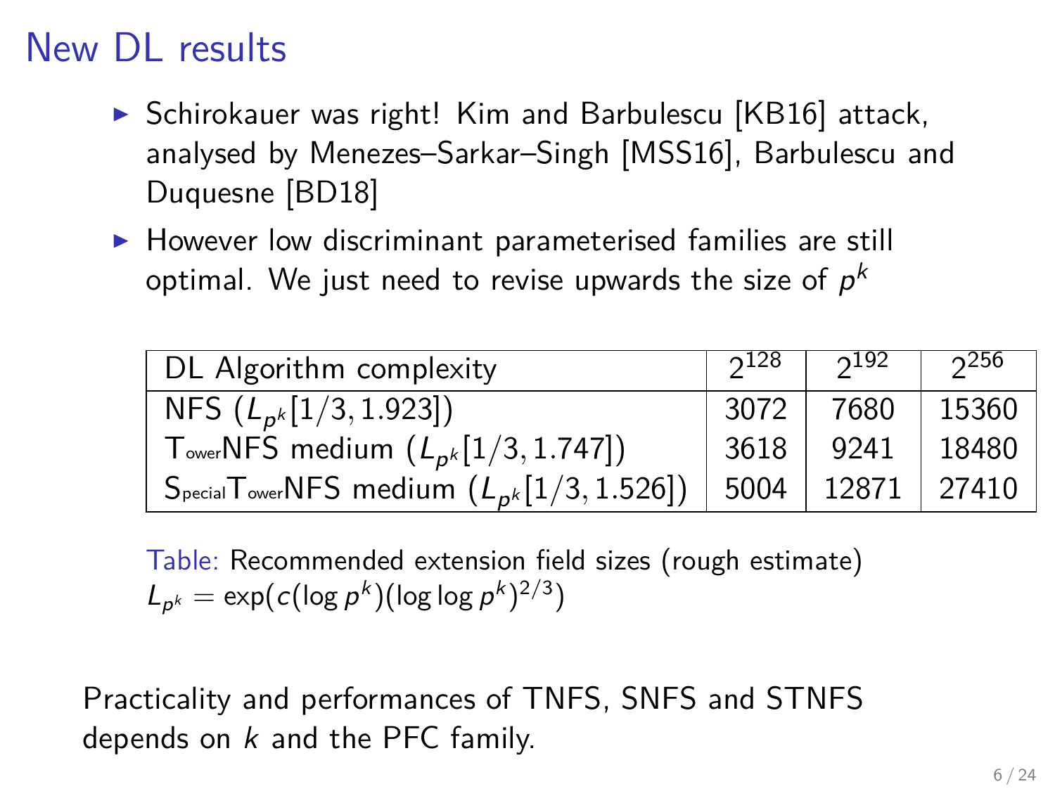# New DL results

- Schirokauer was right! Kim and Barbulescu [KB16] attack, analysed by Menezes–Sarkar–Singh [MSS16], Barbulescu and Duquesne [BD18]
- However low discriminant parameterised families are still optimal. We just need to revise upwards the size of $p^k$

| DL Algorithm complexity | $2^{128}$ | $2^{192}$ | $2^{256}$ |
|---|---|---|---|
| NFS ($L_{p^k}[1/3, 1.923]$) | 3072 | 7680 | 15360 |
| $\mathrm{T}_{\text{ower}}$NFS medium ($L_{p^k}[1/3, 1.747]$) | 3618 | 9241 | 18480 |
| $\mathrm{S}_{\text{pecial}}\mathrm{T}_{\text{ower}}$NFS medium ($L_{p^k}[1/3, 1.526]$) | 5004 | 12871 | 27410 |

Table: Recommended extension field sizes (rough estimate)
$L_{p^k} = \exp(c(\log p^k)(\log\log p^k)^{2/3})$

Practicality and performances of TNFS, SNFS and STNFS depends on $k$ and the PFC family.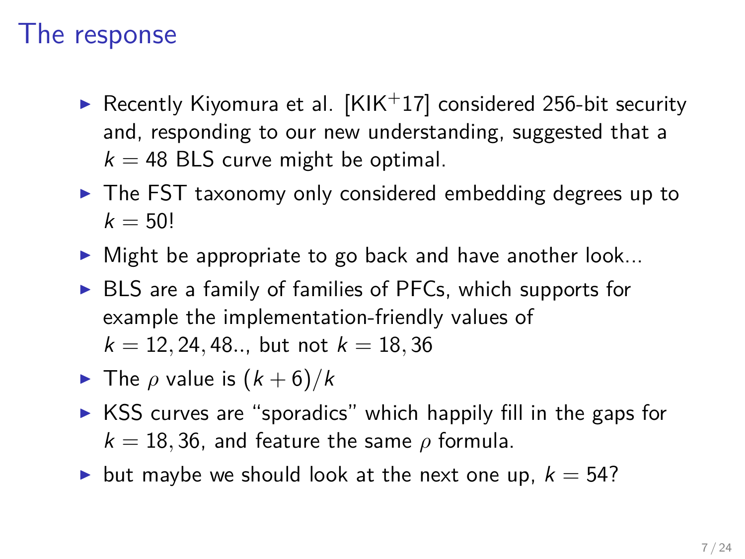# The response

- Recently Kiyomura et al. [KIK+17] considered 256-bit security and, responding to our new understanding, suggested that a $k = 48$ BLS curve might be optimal.
- The FST taxonomy only considered embedding degrees up to $k = 50$!
- Might be appropriate to go back and have another look...
- BLS are a family of families of PFCs, which supports for example the implementation-friendly values of $k = 12, 24, 48..$, but not $k = 18, 36$
- The $\rho$ value is $(k + 6)/k$
- KSS curves are "sporadics" which happily fill in the gaps for $k = 18, 36$, and feature the same $\rho$ formula.
- but maybe we should look at the next one up, $k = 54$?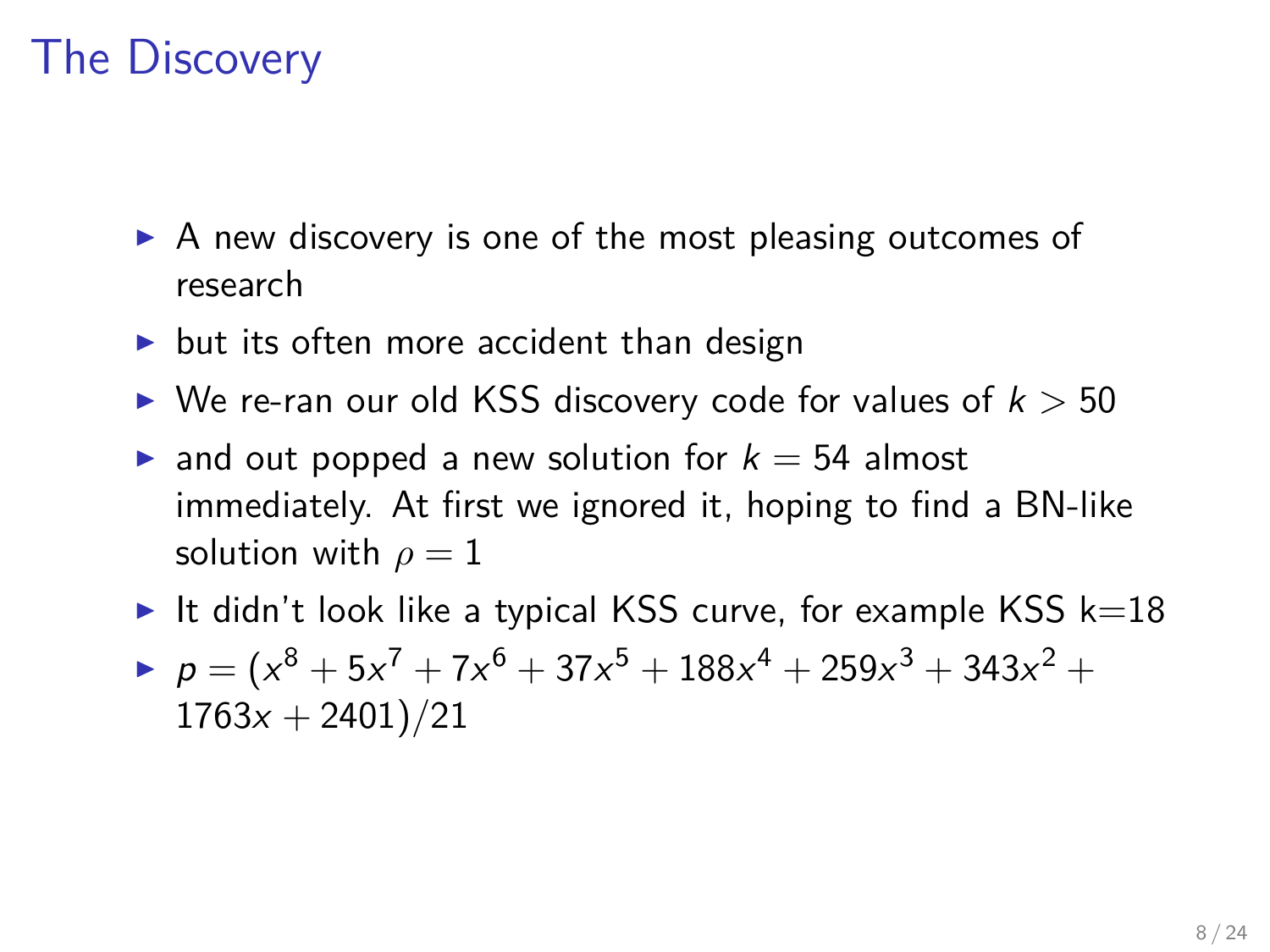# The Discovery

- A new discovery is one of the most pleasing outcomes of research
- but its often more accident than design
- We re-ran our old KSS discovery code for values of $k > 50$
- and out popped a new solution for $k = 54$ almost immediately. At first we ignored it, hoping to find a BN-like solution with $\rho = 1$
- It didn't look like a typical KSS curve, for example KSS k=18
- $p = (x^8 + 5x^7 + 7x^6 + 37x^5 + 188x^4 + 259x^3 + 343x^2 + 1763x + 2401)/21$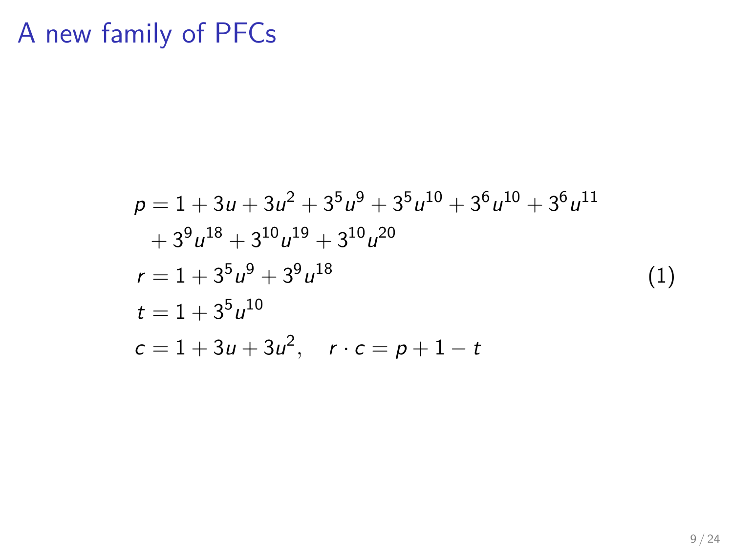# A new family of PFCs

$$
\begin{aligned}
p &= 1 + 3u + 3u^2 + 3^5u^9 + 3^5u^{10} + 3^6u^{10} + 3^6u^{11} \\
&\quad + 3^9u^{18} + 3^{10}u^{19} + 3^{10}u^{20} \\
r &= 1 + 3^5u^9 + 3^9u^{18} \\
t &= 1 + 3^5u^{10} \\
c &= 1 + 3u + 3u^2, \quad r \cdot c = p + 1 - t
\end{aligned} \tag{1}
$$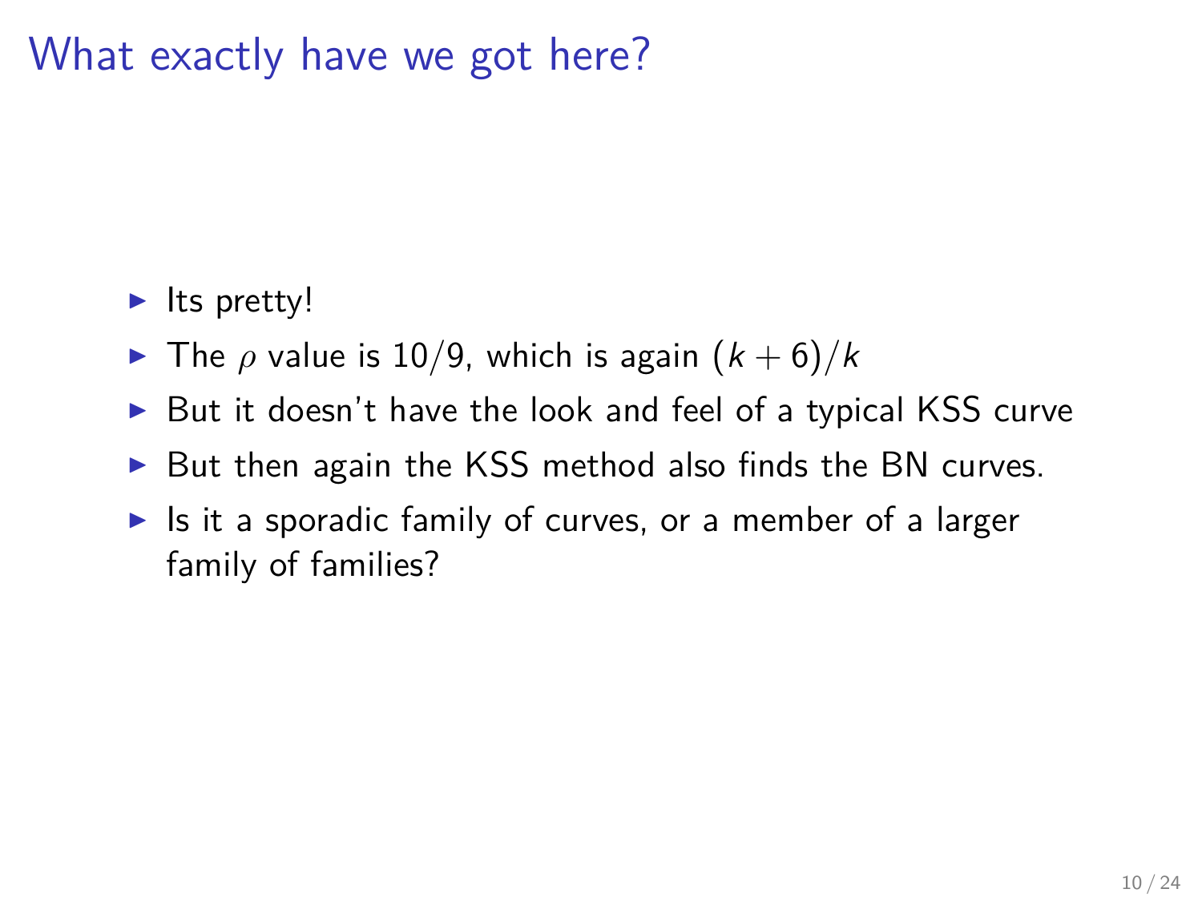# What exactly have we got here?

- Its pretty!
- The $\rho$ value is $10/9$, which is again $(k + 6)/k$
- But it doesn't have the look and feel of a typical KSS curve
- But then again the KSS method also finds the BN curves.
- Is it a sporadic family of curves, or a member of a larger family of families?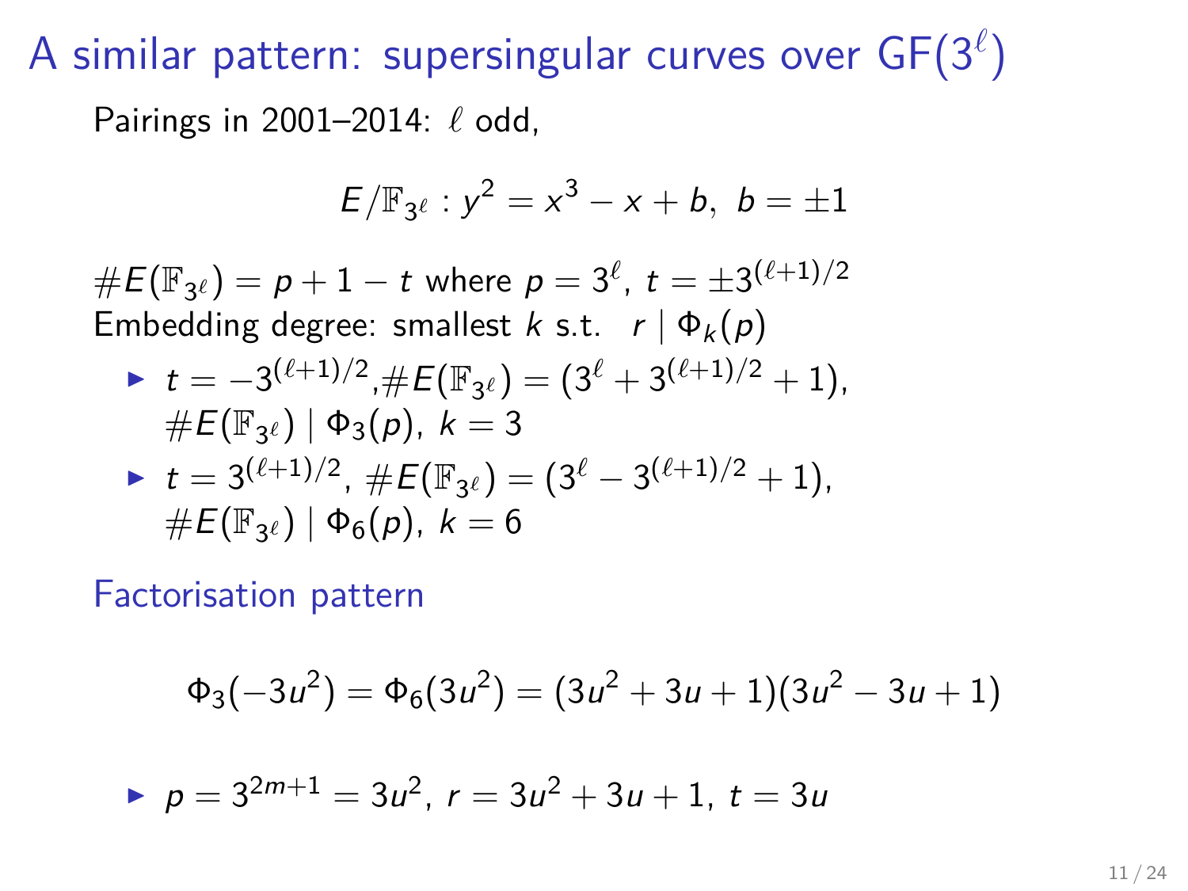# A similar pattern: supersingular curves over $\mathrm{GF}(3^\ell)$

Pairings in 2001–2014: $\ell$ odd,

$$E/\mathbb{F}_{3^\ell} : y^2 = x^3 - x + b,\ b = \pm 1$$

$\#E(\mathbb{F}_{3^\ell}) = p + 1 - t$ where $p = 3^\ell$, $t = \pm 3^{(\ell+1)/2}$
Embedding degree: smallest $k$ s.t. $\ r \mid \Phi_k(p)$

- $t = -3^{(\ell+1)/2}$,$\#E(\mathbb{F}_{3^\ell}) = (3^\ell + 3^{(\ell+1)/2} + 1)$, $\#E(\mathbb{F}_{3^\ell}) \mid \Phi_3(p)$, $k = 3$
- $t = 3^{(\ell+1)/2}$, $\#E(\mathbb{F}_{3^\ell}) = (3^\ell - 3^{(\ell+1)/2} + 1)$, $\#E(\mathbb{F}_{3^\ell}) \mid \Phi_6(p)$, $k = 6$

## Factorisation pattern

$$\Phi_3(-3u^2) = \Phi_6(3u^2) = (3u^2 + 3u + 1)(3u^2 - 3u + 1)$$

- $p = 3^{2m+1} = 3u^2$, $r = 3u^2 + 3u + 1$, $t = 3u$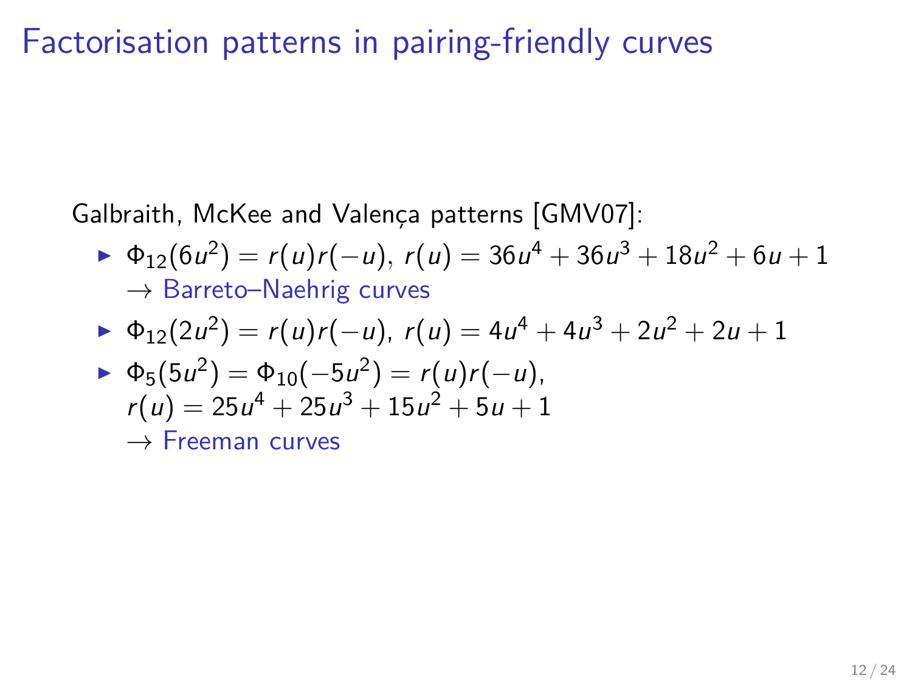# Factorisation patterns in pairing-friendly curves

Galbraith, McKee and Valença patterns [GMV07]:

- $\Phi_{12}(6u^2) = r(u)r(-u)$, $r(u) = 36u^4 + 36u^3 + 18u^2 + 6u + 1$
  → Barreto–Naehrig curves
- $\Phi_{12}(2u^2) = r(u)r(-u)$, $r(u) = 4u^4 + 4u^3 + 2u^2 + 2u + 1$
- $\Phi_5(5u^2) = \Phi_{10}(-5u^2) = r(u)r(-u)$,
  $r(u) = 25u^4 + 25u^3 + 15u^2 + 5u + 1$
  → Freeman curves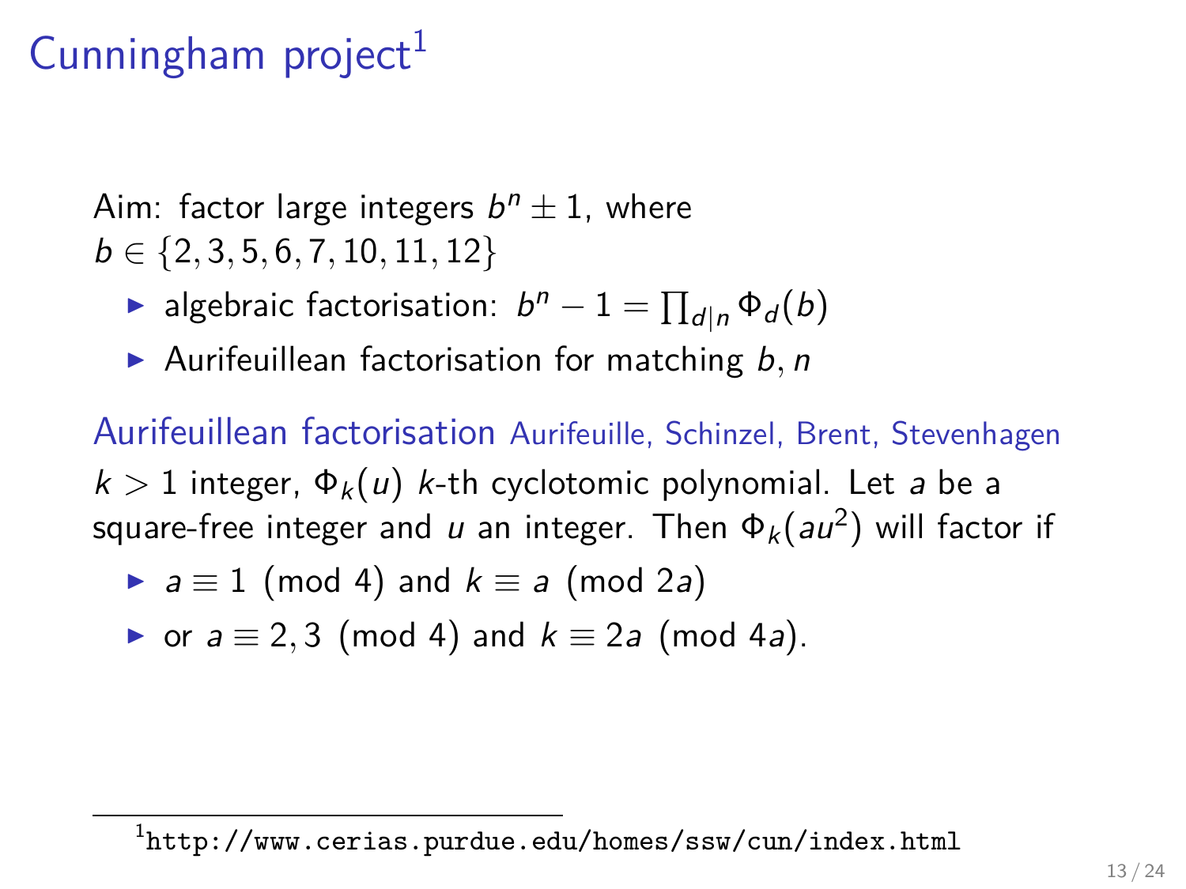# Cunningham project[1]

Aim: factor large integers $b^n \pm 1$, where $b \in \{2, 3, 5, 6, 7, 10, 11, 12\}$

- algebraic factorisation: $b^n - 1 = \prod_{d|n} \Phi_d(b)$
- Aurifeuillean factorisation for matching $b, n$

## Aurifeuillean factorisation Aurifeuille, Schinzel, Brent, Stevenhagen

$k > 1$ integer, $\Phi_k(u)$ $k$-th cyclotomic polynomial. Let $a$ be a square-free integer and $u$ an integer. Then $\Phi_k(au^2)$ will factor if

- $a \equiv 1 \pmod 4$ and $k \equiv a \pmod{2a}$
- or $a \equiv 2, 3 \pmod 4$ and $k \equiv 2a \pmod{4a}$.

[1] `http://www.cerias.purdue.edu/homes/ssw/cun/index.html`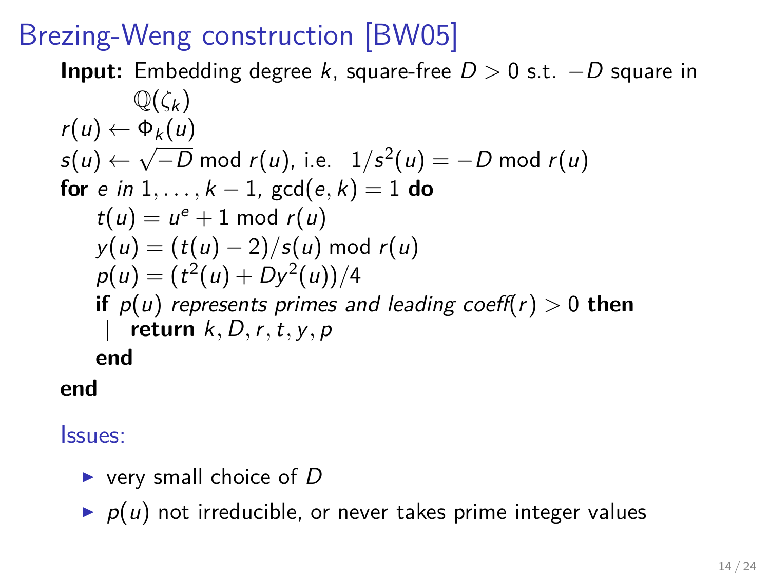# Brezing-Weng construction [BW05]

**Input:** Embedding degree $k$, square-free $D > 0$ s.t. $-D$ square in $\mathbb{Q}(\zeta_k)$

$r(u) \leftarrow \Phi_k(u)$

$s(u) \leftarrow \sqrt{-D} \bmod r(u)$, i.e. $\; 1/s^2(u) = -D \bmod r(u)$

**for** *e in* $1, \ldots, k-1$, $\gcd(e, k) = 1$ **do**

- $t(u) = u^e + 1 \bmod r(u)$
- $y(u) = (t(u) - 2)/s(u) \bmod r(u)$
- $p(u) = (t^2(u) + Dy^2(u))/4$
- **if** $p(u)$ *represents primes and leading coeff*$(r) > 0$ **then**
  - **return** $k, D, r, t, y, p$
- **end**

**end**

Issues:

- very small choice of $D$
- $p(u)$ not irreducible, or never takes prime integer values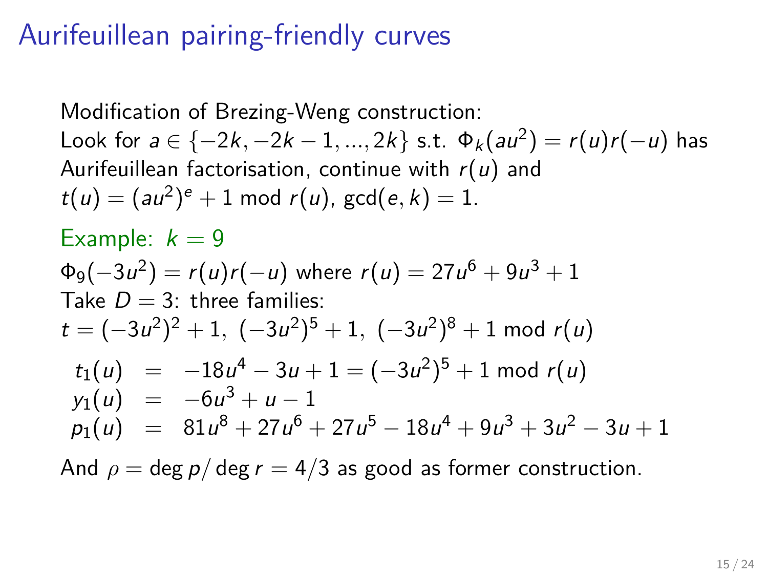# Aurifeuillean pairing-friendly curves

Modification of Brezing-Weng construction:
Look for $a \in \{-2k, -2k-1, ..., 2k\}$ s.t. $\Phi_k(au^2) = r(u)r(-u)$ has Aurifeuillean factorisation, continue with $r(u)$ and $t(u) = (au^2)^e + 1 \bmod r(u)$, $\gcd(e,k) = 1$.

Example: $k = 9$

$\Phi_9(-3u^2) = r(u)r(-u)$ where $r(u) = 27u^6 + 9u^3 + 1$
Take $D = 3$: three families:
$t = (-3u^2)^2 + 1,\ (-3u^2)^5 + 1,\ (-3u^2)^8 + 1 \bmod r(u)$

$$
\begin{aligned}
t_1(u) &= -18u^4 - 3u + 1 = (-3u^2)^5 + 1 \bmod r(u) \\
y_1(u) &= -6u^3 + u - 1 \\
p_1(u) &= 81u^8 + 27u^6 + 27u^5 - 18u^4 + 9u^3 + 3u^2 - 3u + 1
\end{aligned}
$$

And $\rho = \deg p / \deg r = 4/3$ as good as former construction.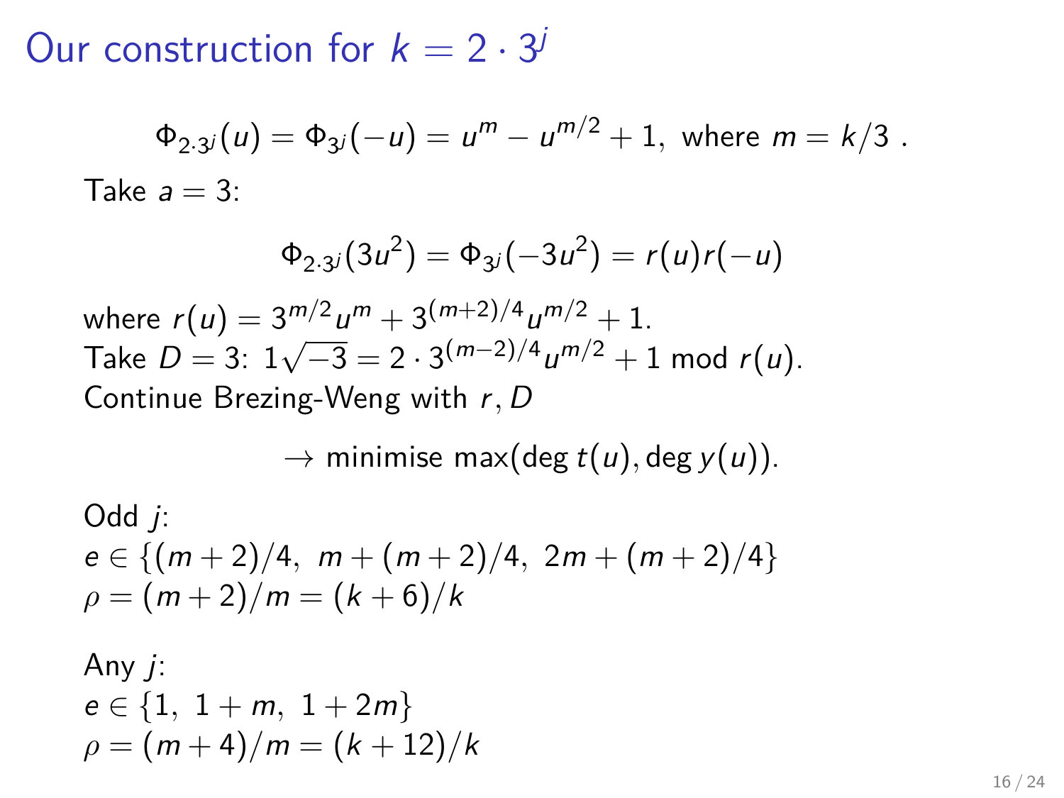# Our construction for $k = 2 \cdot 3^j$

$$\Phi_{2\cdot 3^j}(u) = \Phi_{3^j}(-u) = u^m - u^{m/2} + 1, \text{ where } m = k/3 \ .$$

Take $a = 3$:

$$\Phi_{2\cdot 3^j}(3u^2) = \Phi_{3^j}(-3u^2) = r(u)r(-u)$$

where $r(u) = 3^{m/2}u^m + 3^{(m+2)/4}u^{m/2} + 1$.
Take $D = 3$: $1\sqrt{-3} = 2 \cdot 3^{(m-2)/4}u^{m/2} + 1 \bmod r(u)$.
Continue Brezing-Weng with $r, D$

$$\rightarrow \text{minimise } \max(\deg t(u), \deg y(u)).$$

Odd $j$:
$e \in \{(m+2)/4,\ m + (m+2)/4,\ 2m + (m+2)/4\}$
$\rho = (m+2)/m = (k+6)/k$

Any $j$:
$e \in \{1,\ 1+m,\ 1+2m\}$
$\rho = (m+4)/m = (k+12)/k$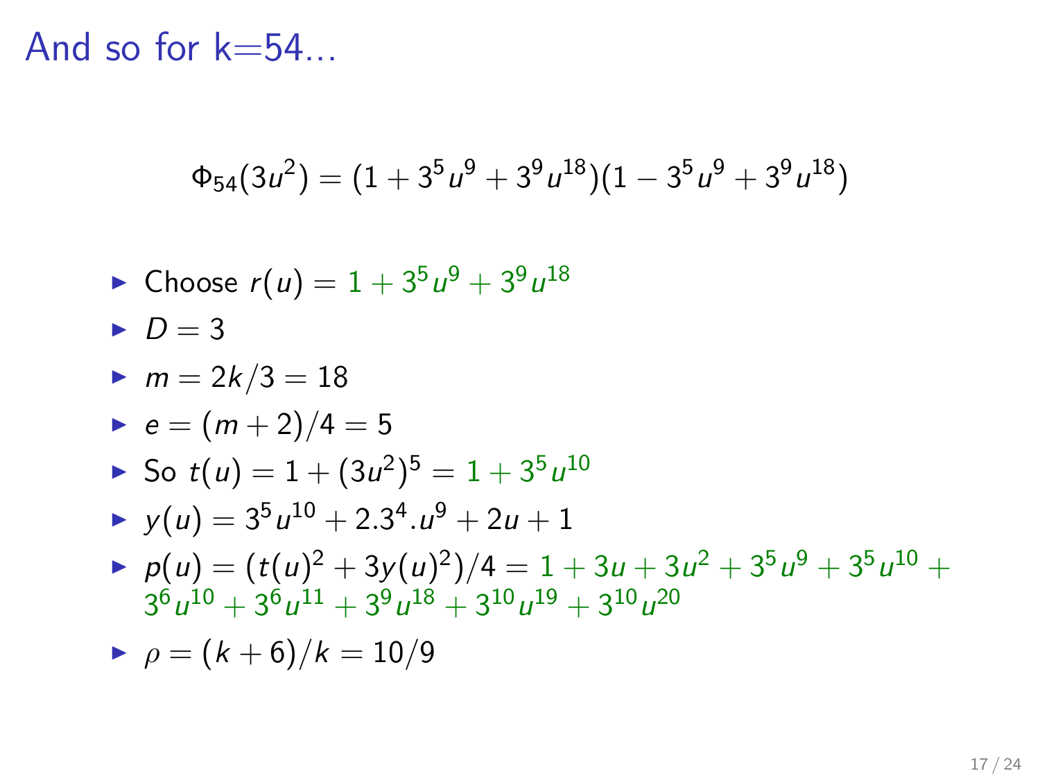# And so for k=54...

$$\Phi_{54}(3u^2) = (1 + 3^5u^9 + 3^9u^{18})(1 - 3^5u^9 + 3^9u^{18})$$

- Choose $r(u) = 1 + 3^5u^9 + 3^9u^{18}$
- $D = 3$
- $m = 2k/3 = 18$
- $e = (m+2)/4 = 5$
- So $t(u) = 1 + (3u^2)^5 = 1 + 3^5u^{10}$
- $y(u) = 3^5u^{10} + 2.3^4.u^9 + 2u + 1$
- $p(u) = (t(u)^2 + 3y(u)^2)/4 = 1 + 3u + 3u^2 + 3^5u^9 + 3^5u^{10} + 3^6u^{10} + 3^6u^{11} + 3^9u^{18} + 3^{10}u^{19} + 3^{10}u^{20}$
- $\rho = (k+6)/k = 10/9$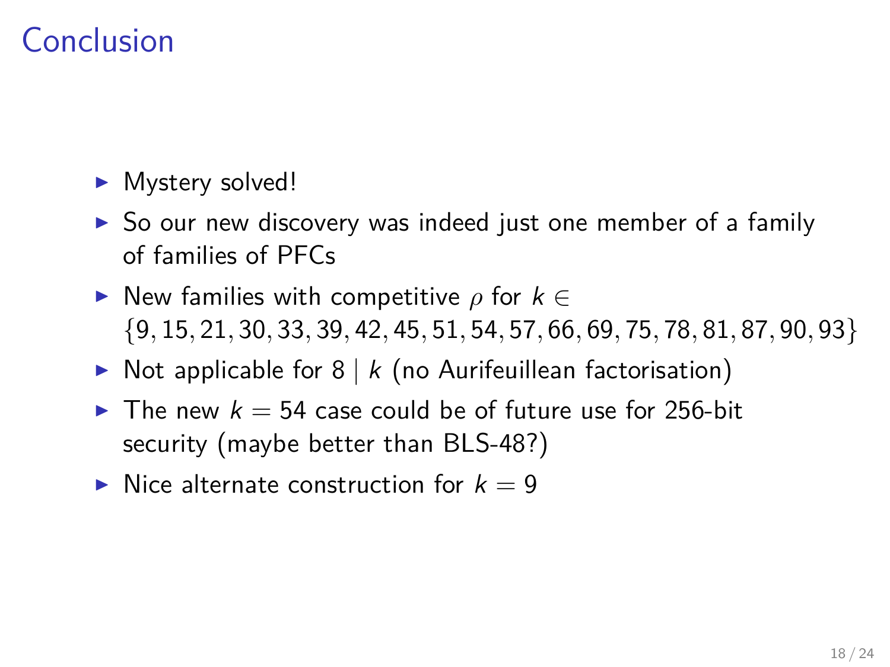# Conclusion

- Mystery solved!
- So our new discovery was indeed just one member of a family of families of PFCs
- New families with competitive $\rho$ for $k \in \{9, 15, 21, 30, 33, 39, 42, 45, 51, 54, 57, 66, 69, 75, 78, 81, 87, 90, 93\}$
- Not applicable for $8 \mid k$ (no Aurifeuillean factorisation)
- The new $k = 54$ case could be of future use for 256-bit security (maybe better than BLS-48?)
- Nice alternate construction for $k = 9$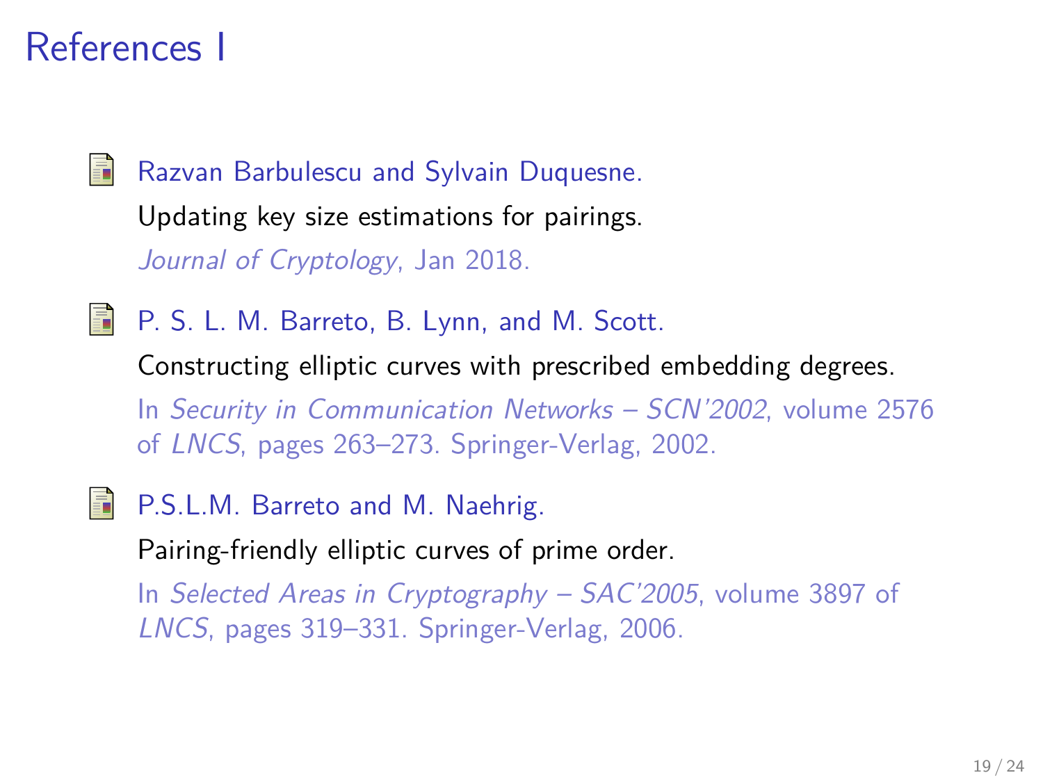# References I

- Razvan Barbulescu and Sylvain Duquesne.
  Updating key size estimations for pairings.
  *Journal of Cryptology*, Jan 2018.

- P. S. L. M. Barreto, B. Lynn, and M. Scott.
  Constructing elliptic curves with prescribed embedding degrees.
  In *Security in Communication Networks – SCN'2002*, volume 2576 of *LNCS*, pages 263–273. Springer-Verlag, 2002.

- P.S.L.M. Barreto and M. Naehrig.
  Pairing-friendly elliptic curves of prime order.
  In *Selected Areas in Cryptography – SAC'2005*, volume 3897 of *LNCS*, pages 319–331. Springer-Verlag, 2006.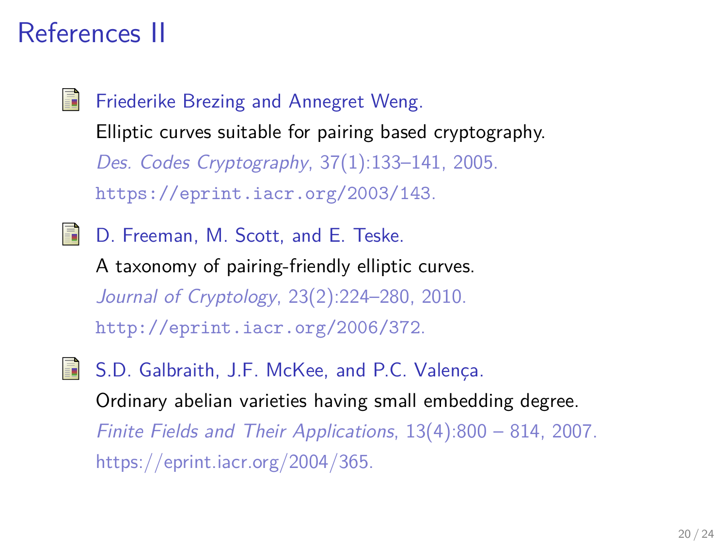# References II

- Friederike Brezing and Annegret Weng.
  Elliptic curves suitable for pairing based cryptography.
  *Des. Codes Cryptography*, 37(1):133–141, 2005.
  `https://eprint.iacr.org/2003/143`.

- D. Freeman, M. Scott, and E. Teske.
  A taxonomy of pairing-friendly elliptic curves.
  *Journal of Cryptology*, 23(2):224–280, 2010.
  `http://eprint.iacr.org/2006/372`.

- S.D. Galbraith, J.F. McKee, and P.C. Valença.
  Ordinary abelian varieties having small embedding degree.
  *Finite Fields and Their Applications*, 13(4):800 – 814, 2007.
  https://eprint.iacr.org/2004/365.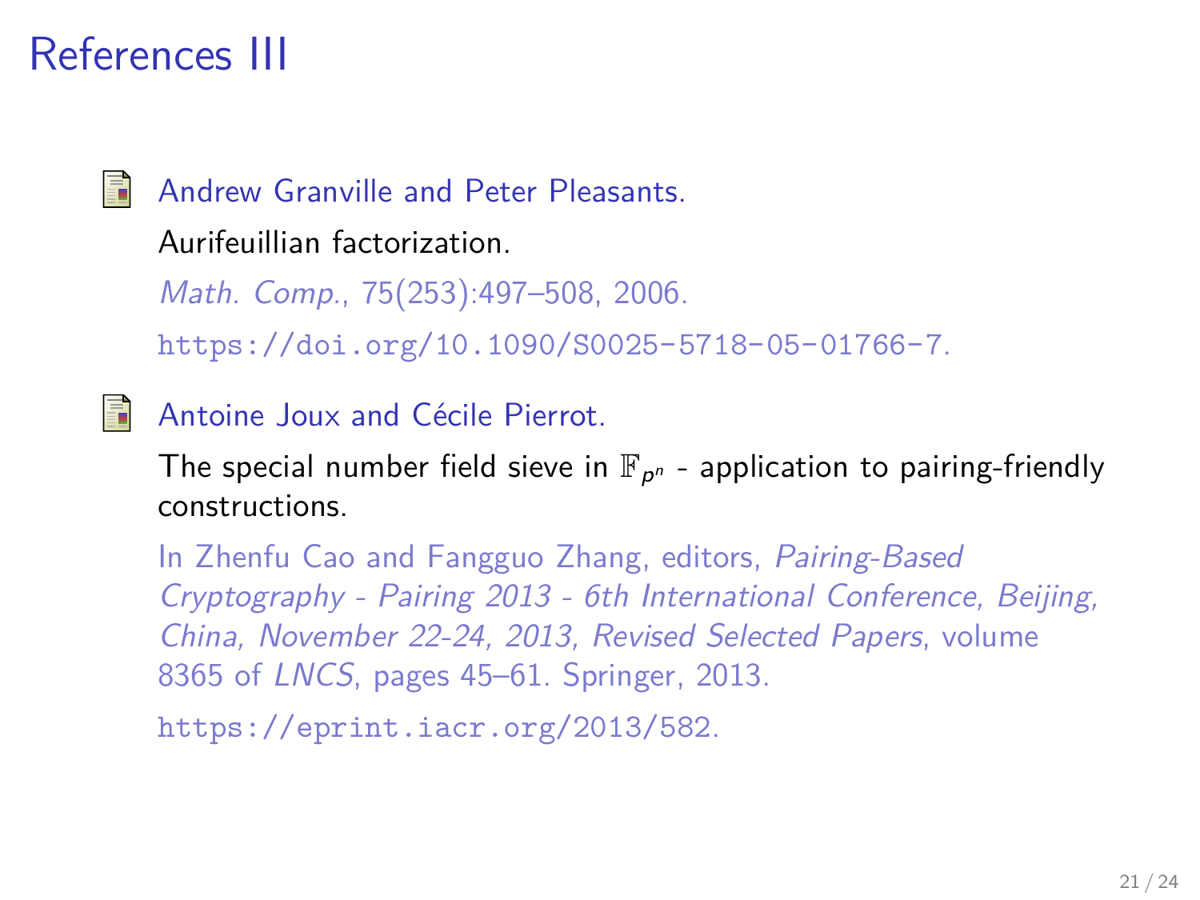# References III

Andrew Granville and Peter Pleasants.

Aurifeuillian factorization.

*Math. Comp.*, 75(253):497–508, 2006.

https://doi.org/10.1090/S0025-5718-05-01766-7.

Antoine Joux and Cécile Pierrot.

The special number field sieve in $\mathbb{F}_{p^n}$ - application to pairing-friendly constructions.

In Zhenfu Cao and Fangguo Zhang, editors, *Pairing-Based Cryptography - Pairing 2013 - 6th International Conference, Beijing, China, November 22-24, 2013, Revised Selected Papers*, volume 8365 of *LNCS*, pages 45–61. Springer, 2013.

https://eprint.iacr.org/2013/582.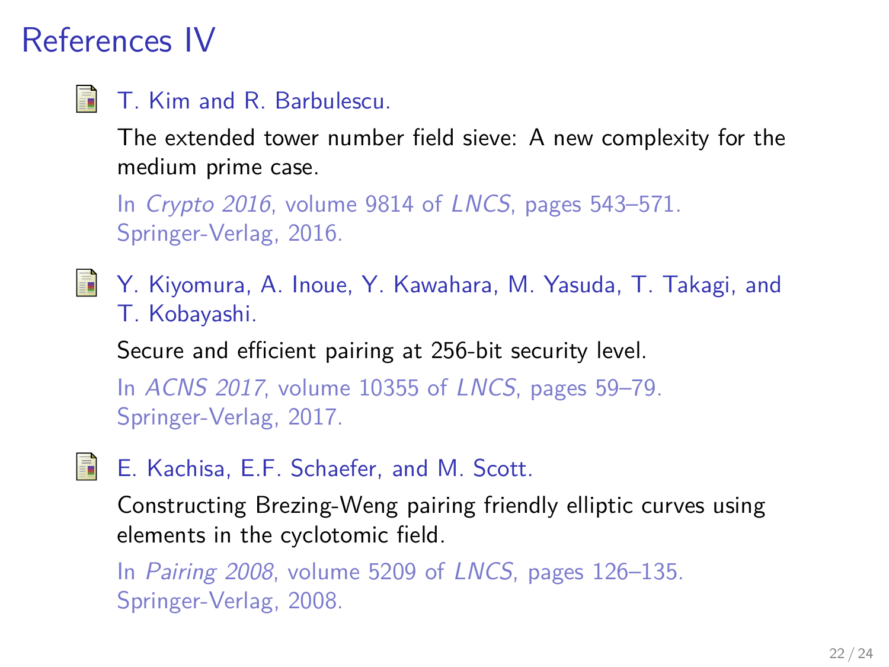# References IV

- T. Kim and R. Barbulescu.

  The extended tower number field sieve: A new complexity for the medium prime case.

  In *Crypto 2016*, volume 9814 of *LNCS*, pages 543–571. Springer-Verlag, 2016.

- Y. Kiyomura, A. Inoue, Y. Kawahara, M. Yasuda, T. Takagi, and T. Kobayashi.

  Secure and efficient pairing at 256-bit security level.

  In *ACNS 2017*, volume 10355 of *LNCS*, pages 59–79. Springer-Verlag, 2017.

- E. Kachisa, E.F. Schaefer, and M. Scott.

  Constructing Brezing-Weng pairing friendly elliptic curves using elements in the cyclotomic field.

  In *Pairing 2008*, volume 5209 of *LNCS*, pages 126–135. Springer-Verlag, 2008.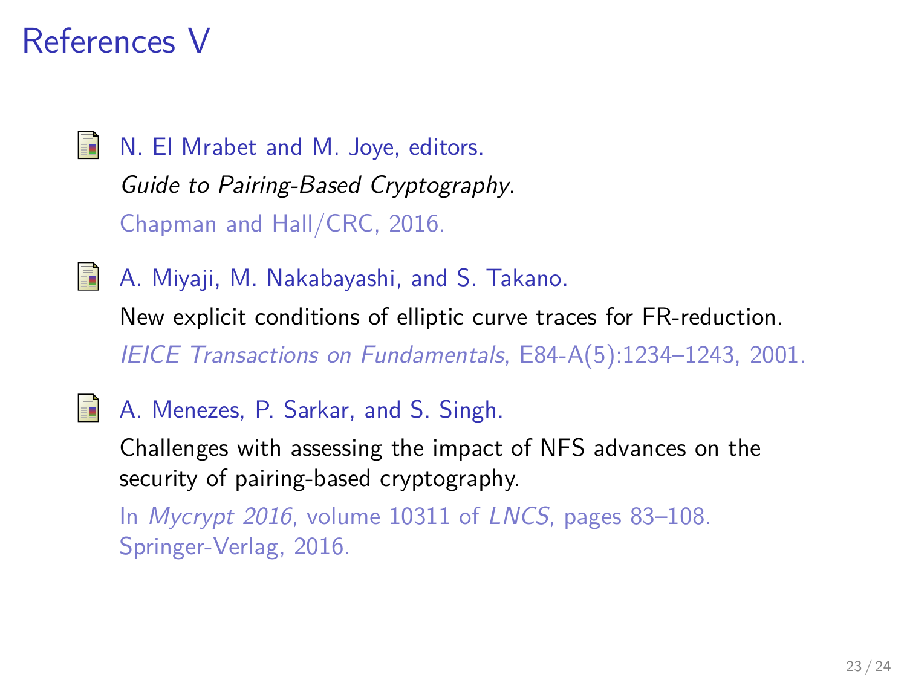# References V

- N. El Mrabet and M. Joye, editors.
  *Guide to Pairing-Based Cryptography*.
  Chapman and Hall/CRC, 2016.

- A. Miyaji, M. Nakabayashi, and S. Takano.
  New explicit conditions of elliptic curve traces for FR-reduction.
  *IEICE Transactions on Fundamentals*, E84-A(5):1234–1243, 2001.

- A. Menezes, P. Sarkar, and S. Singh.
  Challenges with assessing the impact of NFS advances on the security of pairing-based cryptography.
  In *Mycrypt 2016*, volume 10311 of *LNCS*, pages 83–108. Springer-Verlag, 2016.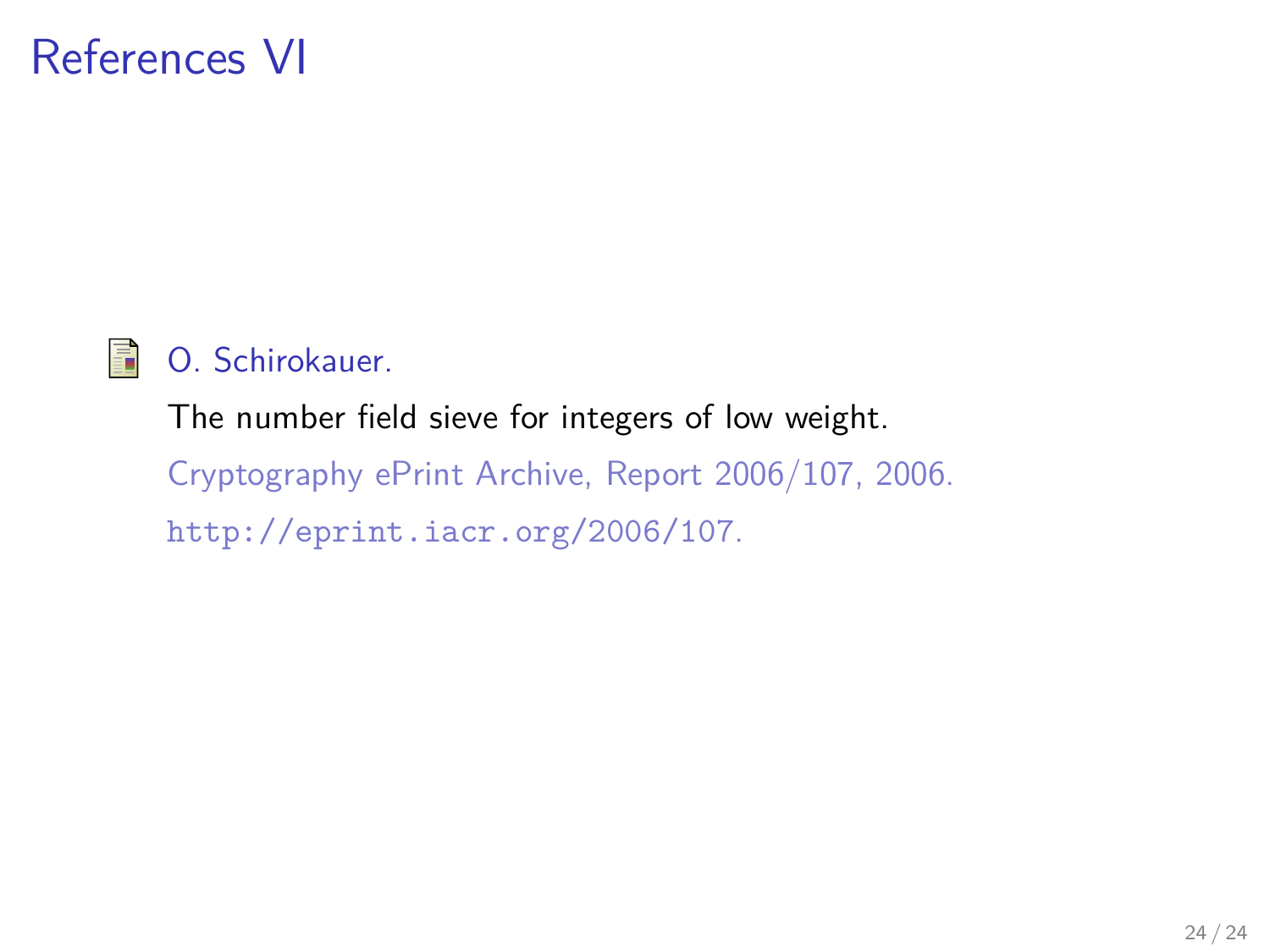# References VI

O. Schirokauer.

The number field sieve for integers of low weight.

Cryptography ePrint Archive, Report 2006/107, 2006.

http://eprint.iacr.org/2006/107.